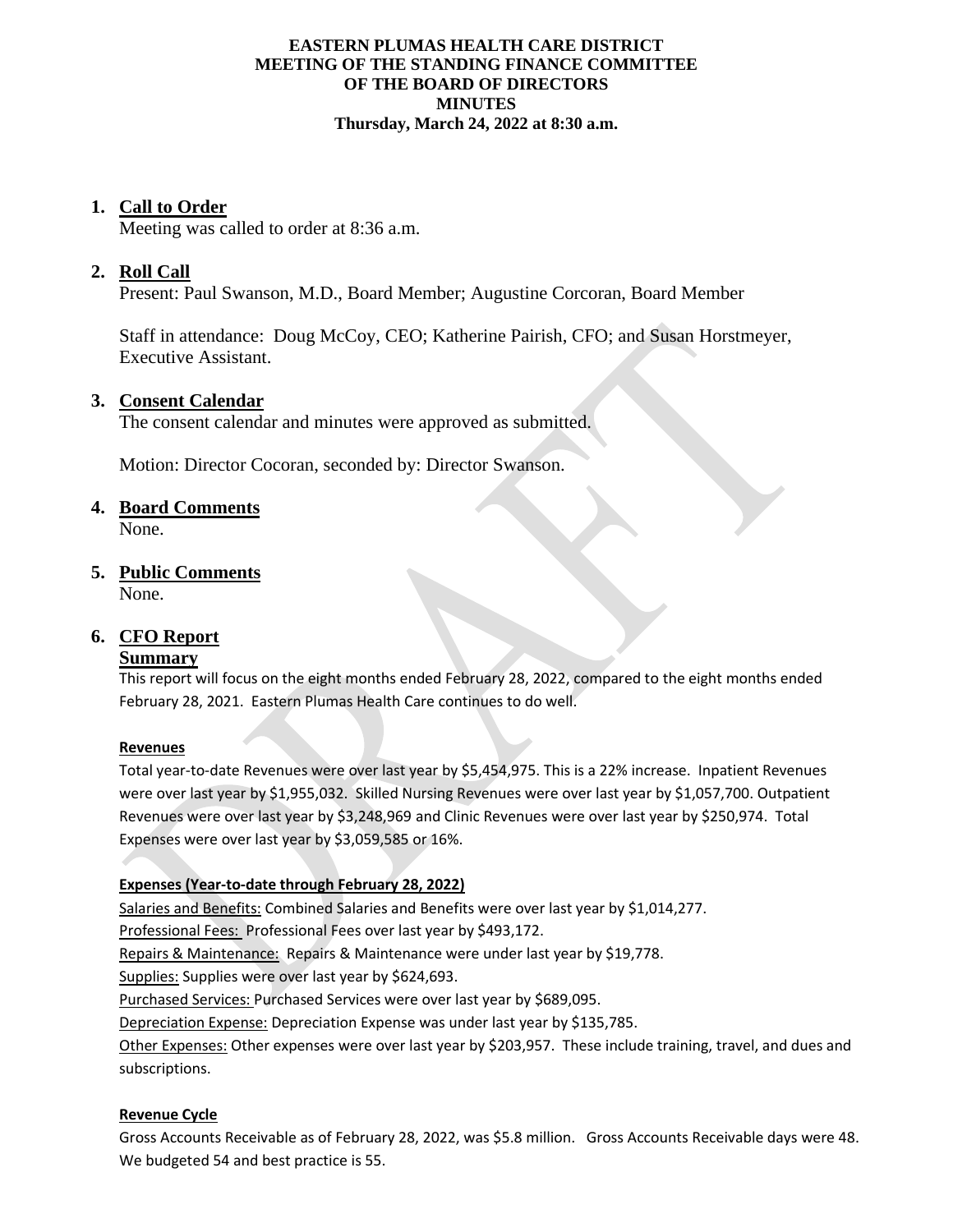**EASTERN PLUMAS HEALTH CARE DISTRICT**
**MEETING OF THE STANDING FINANCE COMMITTEE**
**OF THE BOARD OF DIRECTORS**
**MINUTES**
**Thursday, March 24, 2022 at 8:30 a.m.**

## 1. Call to Order

Meeting was called to order at 8:36 a.m.

## 2. Roll Call

Present: Paul Swanson, M.D., Board Member; Augustine Corcoran, Board Member

Staff in attendance: Doug McCoy, CEO; Katherine Pairish, CFO; and Susan Horstmeyer, Executive Assistant.

## 3. Consent Calendar

The consent calendar and minutes were approved as submitted.

Motion: Director Cocoran, seconded by: Director Swanson.

## 4. Board Comments

None.

## 5. Public Comments

None.

## 6. CFO Report

### Summary

This report will focus on the eight months ended February 28, 2022, compared to the eight months ended February 28, 2021. Eastern Plumas Health Care continues to do well.

#### Revenues

Total year-to-date Revenues were over last year by $5,454,975. This is a 22% increase. Inpatient Revenues were over last year by $1,955,032. Skilled Nursing Revenues were over last year by $1,057,700. Outpatient Revenues were over last year by $3,248,969 and Clinic Revenues were over last year by $250,974. Total Expenses were over last year by $3,059,585 or 16%.

#### Expenses (Year-to-date through February 28, 2022)

Salaries and Benefits: Combined Salaries and Benefits were over last year by $1,014,277.

Professional Fees: Professional Fees over last year by $493,172.

Repairs & Maintenance: Repairs & Maintenance were under last year by $19,778.

Supplies: Supplies were over last year by $624,693.

Purchased Services: Purchased Services were over last year by $689,095.

Depreciation Expense: Depreciation Expense was under last year by $135,785.

Other Expenses: Other expenses were over last year by $203,957. These include training, travel, and dues and subscriptions.

#### Revenue Cycle

Gross Accounts Receivable as of February 28, 2022, was $5.8 million. Gross Accounts Receivable days were 48. We budgeted 54 and best practice is 55.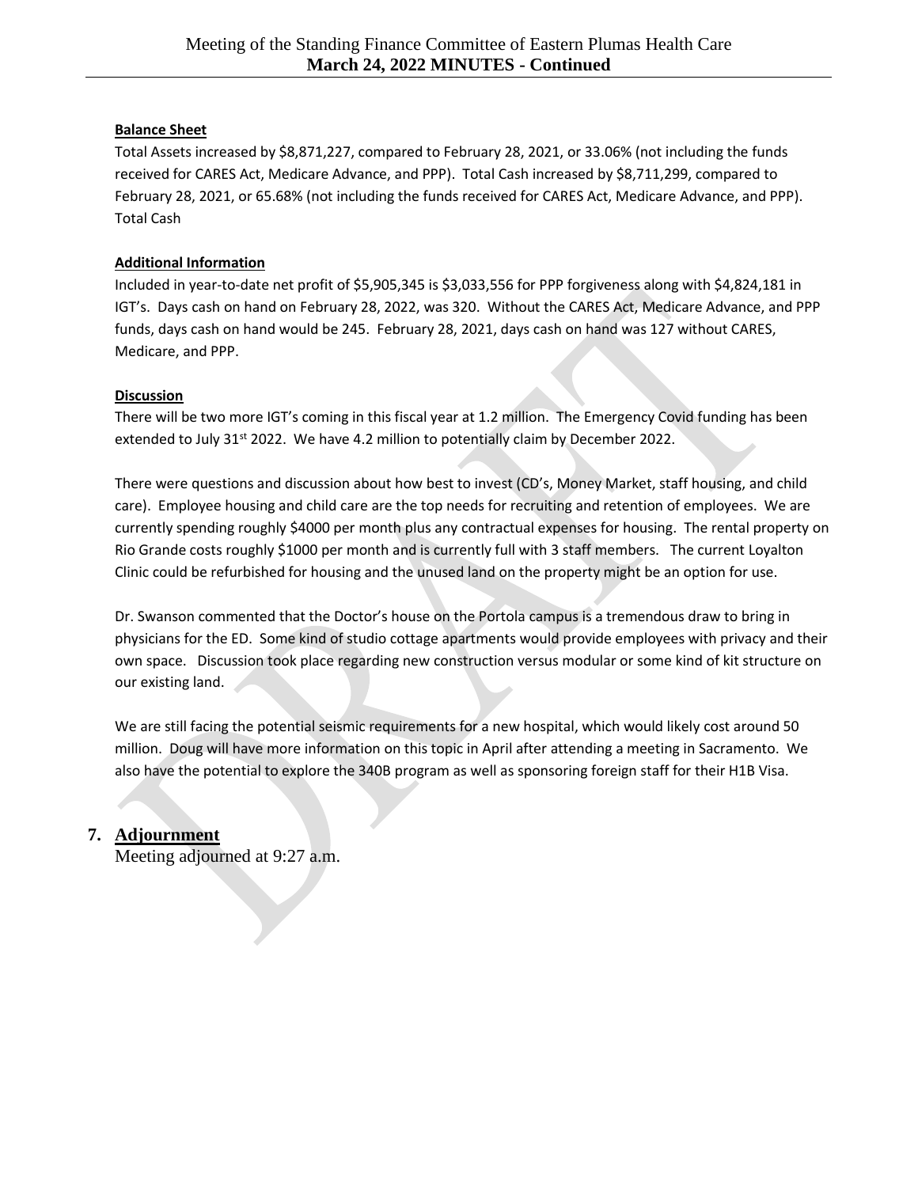**Balance Sheet**

Total Assets increased by $8,871,227, compared to February 28, 2021, or 33.06% (not including the funds received for CARES Act, Medicare Advance, and PPP). Total Cash increased by $8,711,299, compared to February 28, 2021, or 65.68% (not including the funds received for CARES Act, Medicare Advance, and PPP). Total Cash

**Additional Information**

Included in year-to-date net profit of $5,905,345 is $3,033,556 for PPP forgiveness along with $4,824,181 in IGT's. Days cash on hand on February 28, 2022, was 320. Without the CARES Act, Medicare Advance, and PPP funds, days cash on hand would be 245. February 28, 2021, days cash on hand was 127 without CARES, Medicare, and PPP.

**Discussion**

There will be two more IGT's coming in this fiscal year at 1.2 million. The Emergency Covid funding has been extended to July 31st 2022. We have 4.2 million to potentially claim by December 2022.

There were questions and discussion about how best to invest (CD's, Money Market, staff housing, and child care). Employee housing and child care are the top needs for recruiting and retention of employees. We are currently spending roughly $4000 per month plus any contractual expenses for housing. The rental property on Rio Grande costs roughly $1000 per month and is currently full with 3 staff members. The current Loyalton Clinic could be refurbished for housing and the unused land on the property might be an option for use.

Dr. Swanson commented that the Doctor's house on the Portola campus is a tremendous draw to bring in physicians for the ED. Some kind of studio cottage apartments would provide employees with privacy and their own space. Discussion took place regarding new construction versus modular or some kind of kit structure on our existing land.

We are still facing the potential seismic requirements for a new hospital, which would likely cost around 50 million. Doug will have more information on this topic in April after attending a meeting in Sacramento. We also have the potential to explore the 340B program as well as sponsoring foreign staff for their H1B Visa.

## 7. Adjournment

Meeting adjourned at 9:27 a.m.